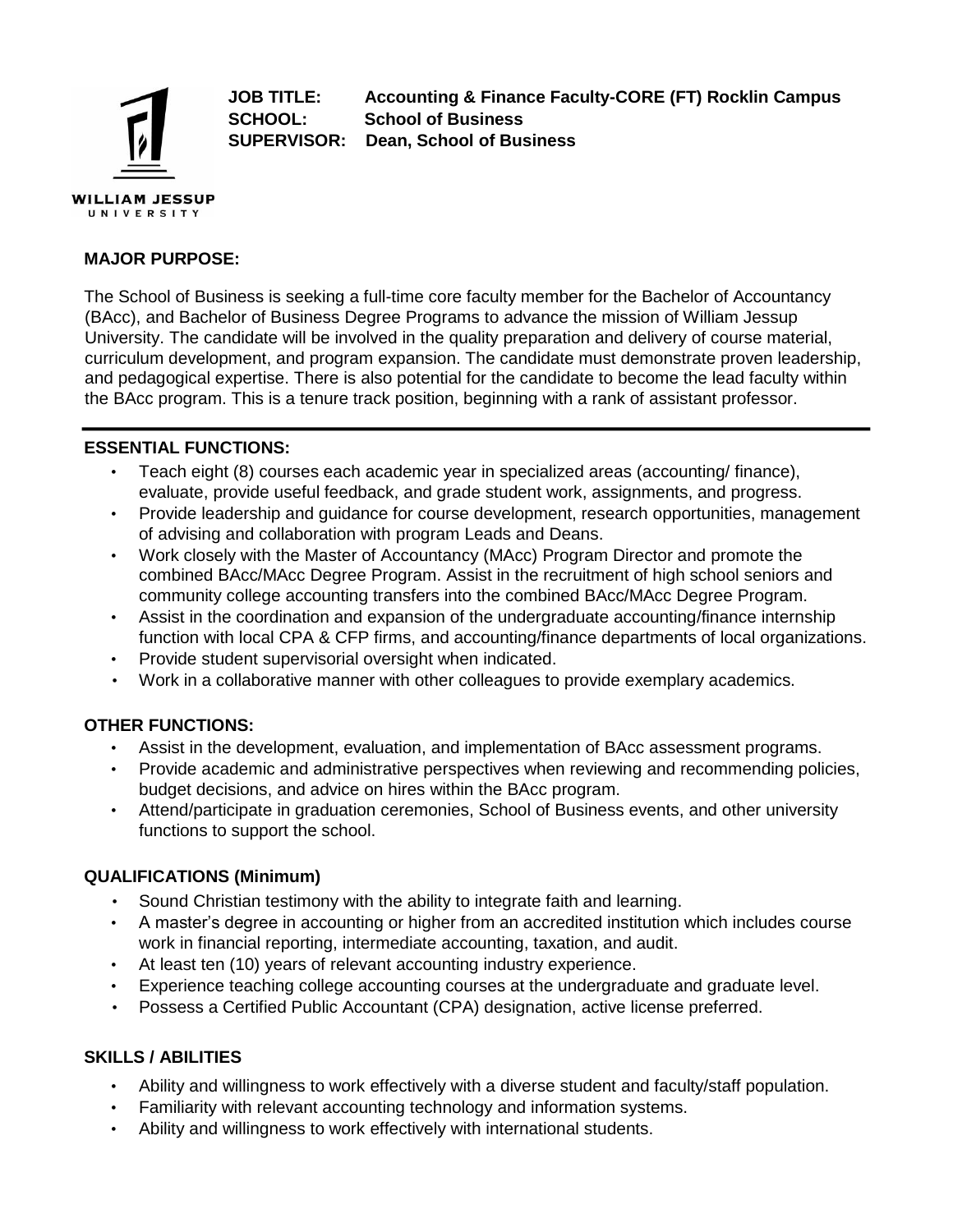WILLIAM JESSUP UNIVERSITY

**JOB TITLE:** Accounting & Finance Faculty-CORE (FT) Rocklin Campus
**SCHOOL:** School of Business
**SUPERVISOR:** Dean, School of Business

## MAJOR PURPOSE:

The School of Business is seeking a full-time core faculty member for the Bachelor of Accountancy (BAcc), and Bachelor of Business Degree Programs to advance the mission of William Jessup University. The candidate will be involved in the quality preparation and delivery of course material, curriculum development, and program expansion. The candidate must demonstrate proven leadership, and pedagogical expertise. There is also potential for the candidate to become the lead faculty within the BAcc program. This is a tenure track position, beginning with a rank of assistant professor.

---

## ESSENTIAL FUNCTIONS:

- Teach eight (8) courses each academic year in specialized areas (accounting/ finance), evaluate, provide useful feedback, and grade student work, assignments, and progress.
- Provide leadership and guidance for course development, research opportunities, management of advising and collaboration with program Leads and Deans.
- Work closely with the Master of Accountancy (MAcc) Program Director and promote the combined BAcc/MAcc Degree Program. Assist in the recruitment of high school seniors and community college accounting transfers into the combined BAcc/MAcc Degree Program.
- Assist in the coordination and expansion of the undergraduate accounting/finance internship function with local CPA & CFP firms, and accounting/finance departments of local organizations.
- Provide student supervisorial oversight when indicated.
- Work in a collaborative manner with other colleagues to provide exemplary academics.

## OTHER FUNCTIONS:

- Assist in the development, evaluation, and implementation of BAcc assessment programs.
- Provide academic and administrative perspectives when reviewing and recommending policies, budget decisions, and advice on hires within the BAcc program.
- Attend/participate in graduation ceremonies, School of Business events, and other university functions to support the school.

## QUALIFICATIONS (Minimum)

- Sound Christian testimony with the ability to integrate faith and learning.
- A master's degree in accounting or higher from an accredited institution which includes course work in financial reporting, intermediate accounting, taxation, and audit.
- At least ten (10) years of relevant accounting industry experience.
- Experience teaching college accounting courses at the undergraduate and graduate level.
- Possess a Certified Public Accountant (CPA) designation, active license preferred.

## SKILLS / ABILITIES

- Ability and willingness to work effectively with a diverse student and faculty/staff population.
- Familiarity with relevant accounting technology and information systems.
- Ability and willingness to work effectively with international students.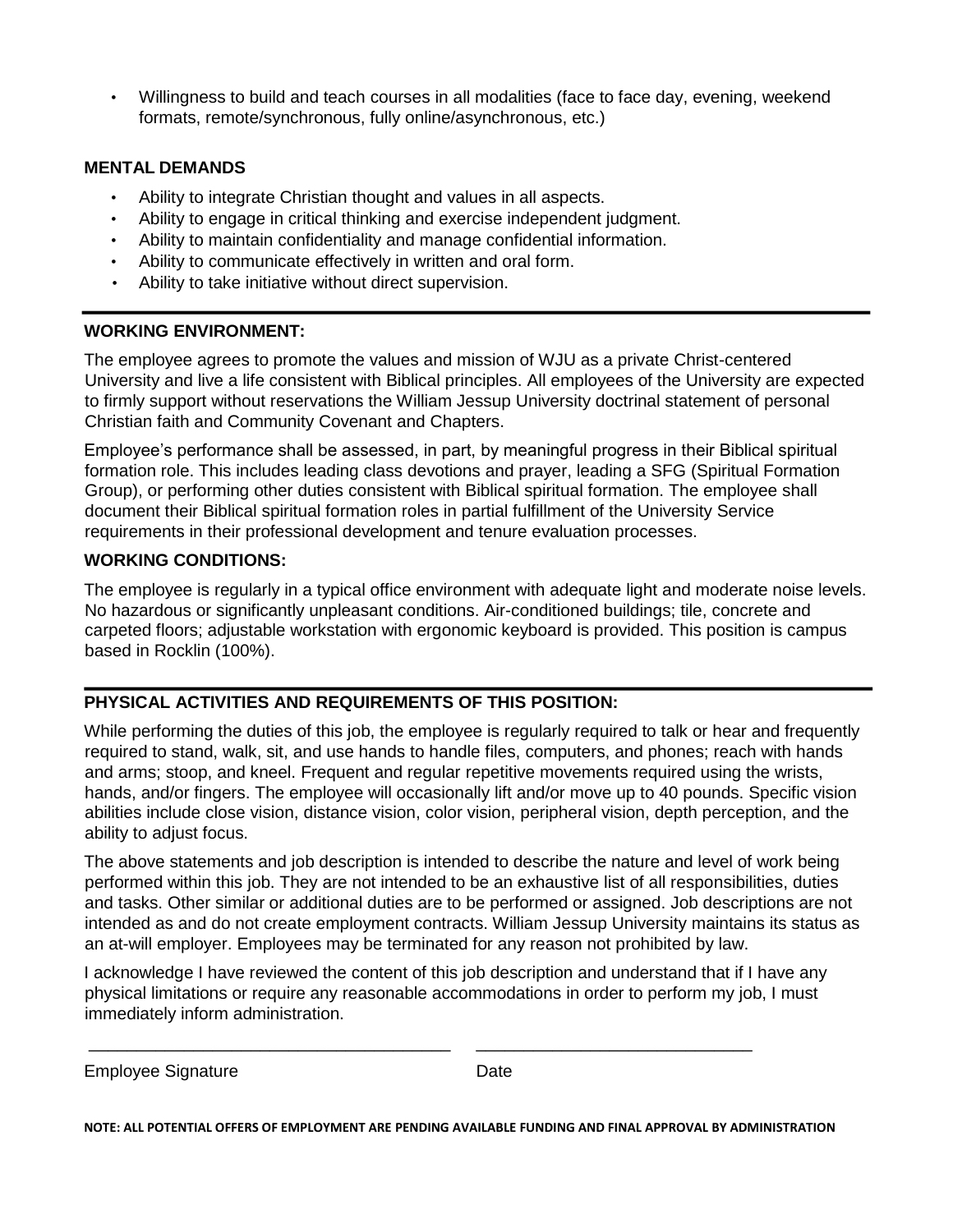- Willingness to build and teach courses in all modalities (face to face day, evening, weekend formats, remote/synchronous, fully online/asynchronous, etc.)

**MENTAL DEMANDS**

- Ability to integrate Christian thought and values in all aspects.
- Ability to engage in critical thinking and exercise independent judgment.
- Ability to maintain confidentiality and manage confidential information.
- Ability to communicate effectively in written and oral form.
- Ability to take initiative without direct supervision.

---

**WORKING ENVIRONMENT:**

The employee agrees to promote the values and mission of WJU as a private Christ-centered University and live a life consistent with Biblical principles. All employees of the University are expected to firmly support without reservations the William Jessup University doctrinal statement of personal Christian faith and Community Covenant and Chapters.

Employee's performance shall be assessed, in part, by meaningful progress in their Biblical spiritual formation role. This includes leading class devotions and prayer, leading a SFG (Spiritual Formation Group), or performing other duties consistent with Biblical spiritual formation. The employee shall document their Biblical spiritual formation roles in partial fulfillment of the University Service requirements in their professional development and tenure evaluation processes.

**WORKING CONDITIONS:**

The employee is regularly in a typical office environment with adequate light and moderate noise levels. No hazardous or significantly unpleasant conditions. Air-conditioned buildings; tile, concrete and carpeted floors; adjustable workstation with ergonomic keyboard is provided. This position is campus based in Rocklin (100%).

---

**PHYSICAL ACTIVITIES AND REQUIREMENTS OF THIS POSITION:**

While performing the duties of this job, the employee is regularly required to talk or hear and frequently required to stand, walk, sit, and use hands to handle files, computers, and phones; reach with hands and arms; stoop, and kneel. Frequent and regular repetitive movements required using the wrists, hands, and/or fingers. The employee will occasionally lift and/or move up to 40 pounds. Specific vision abilities include close vision, distance vision, color vision, peripheral vision, depth perception, and the ability to adjust focus.

The above statements and job description is intended to describe the nature and level of work being performed within this job. They are not intended to be an exhaustive list of all responsibilities, duties and tasks. Other similar or additional duties are to be performed or assigned. Job descriptions are not intended as and do not create employment contracts. William Jessup University maintains its status as an at-will employer. Employees may be terminated for any reason not prohibited by law.

I acknowledge I have reviewed the content of this job description and understand that if I have any physical limitations or require any reasonable accommodations in order to perform my job, I must immediately inform administration.

_______________________________________ ______________________________

Employee Signature Date

**NOTE: ALL POTENTIAL OFFERS OF EMPLOYMENT ARE PENDING AVAILABLE FUNDING AND FINAL APPROVAL BY ADMINISTRATION**